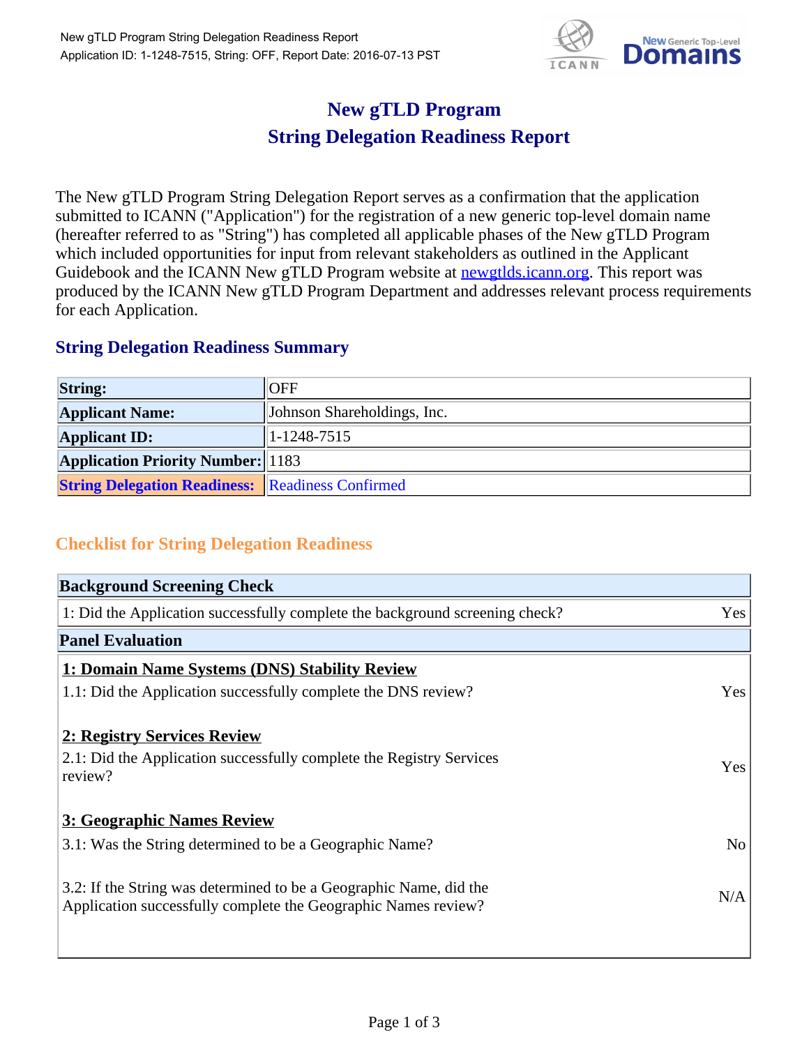# New gTLD Program
# String Delegation Readiness Report

The New gTLD Program String Delegation Report serves as a confirmation that the application submitted to ICANN ("Application") for the registration of a new generic top-level domain name (hereafter referred to as "String") has completed all applicable phases of the New gTLD Program which included opportunities for input from relevant stakeholders as outlined in the Applicant Guidebook and the ICANN New gTLD Program website at newgtlds.icann.org. This report was produced by the ICANN New gTLD Program Department and addresses relevant process requirements for each Application.

## String Delegation Readiness Summary

| | |
|---|---|
| **String:** | OFF |
| **Applicant Name:** | Johnson Shareholdings, Inc. |
| **Applicant ID:** | 1-1248-7515 |
| **Application Priority Number:** | 1183 |
| **String Delegation Readiness:** | Readiness Confirmed |

## Checklist for String Delegation Readiness

| **Background Screening Check** | |
|---|---|
| 1: Did the Application successfully complete the background screening check? | Yes |
| **Panel Evaluation** | |
| **1: Domain Name Systems (DNS) Stability Review** | |
| 1.1: Did the Application successfully complete the DNS review? | Yes |
| **2: Registry Services Review** | |
| 2.1: Did the Application successfully complete the Registry Services review? | Yes |
| **3: Geographic Names Review** | |
| 3.1: Was the String determined to be a Geographic Name? | No |
| 3.2: If the String was determined to be a Geographic Name, did the Application successfully complete the Geographic Names review? | N/A |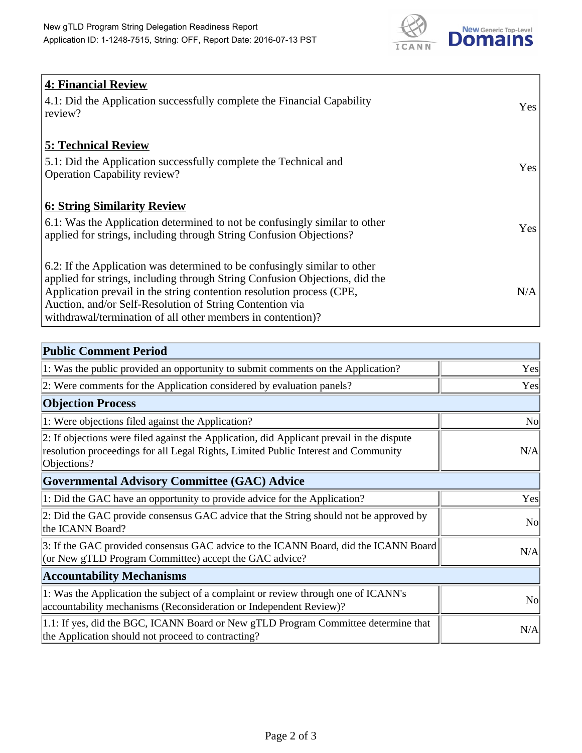| 4: Financial Review | |
|---|---|
| 4.1: Did the Application successfully complete the Financial Capability review? | Yes |
| **5: Technical Review** | |
| 5.1: Did the Application successfully complete the Technical and Operation Capability review? | Yes |
| **6: String Similarity Review** | |
| 6.1: Was the Application determined to not be confusingly similar to other applied for strings, including through String Confusion Objections? | Yes |
| 6.2: If the Application was determined to be confusingly similar to other applied for strings, including through String Confusion Objections, did the Application prevail in the string contention resolution process (CPE, Auction, and/or Self-Resolution of String Contention via withdrawal/termination of all other members in contention)? | N/A |

| Public Comment Period | |
|---|---|
| 1: Was the public provided an opportunity to submit comments on the Application? | Yes |
| 2: Were comments for the Application considered by evaluation panels? | Yes |
| **Objection Process** | |
| 1: Were objections filed against the Application? | No |
| 2: If objections were filed against the Application, did Applicant prevail in the dispute resolution proceedings for all Legal Rights, Limited Public Interest and Community Objections? | N/A |
| **Governmental Advisory Committee (GAC) Advice** | |
| 1: Did the GAC have an opportunity to provide advice for the Application? | Yes |
| 2: Did the GAC provide consensus GAC advice that the String should not be approved by the ICANN Board? | No |
| 3: If the GAC provided consensus GAC advice to the ICANN Board, did the ICANN Board (or New gTLD Program Committee) accept the GAC advice? | N/A |
| **Accountability Mechanisms** | |
| 1: Was the Application the subject of a complaint or review through one of ICANN's accountability mechanisms (Reconsideration or Independent Review)? | No |
| 1.1: If yes, did the BGC, ICANN Board or New gTLD Program Committee determine that the Application should not proceed to contracting? | N/A |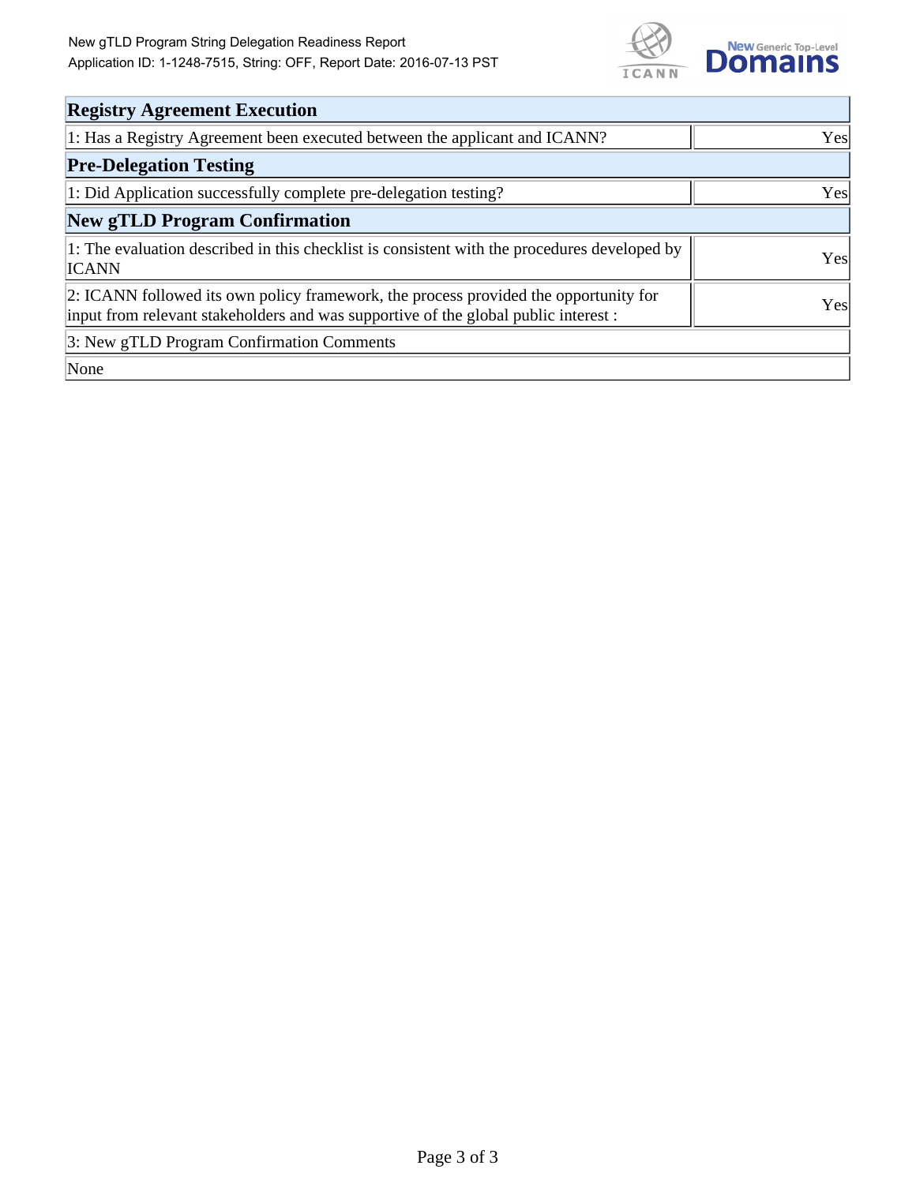## Registry Agreement Execution

| | |
|---|---|
| 1: Has a Registry Agreement been executed between the applicant and ICANN? | Yes |

## Pre-Delegation Testing

| | |
|---|---|
| 1: Did Application successfully complete pre-delegation testing? | Yes |

## New gTLD Program Confirmation

| | |
|---|---|
| 1: The evaluation described in this checklist is consistent with the procedures developed by ICANN | Yes |
| 2: ICANN followed its own policy framework, the process provided the opportunity for input from relevant stakeholders and was supportive of the global public interest : | Yes |

3: New gTLD Program Confirmation Comments

None